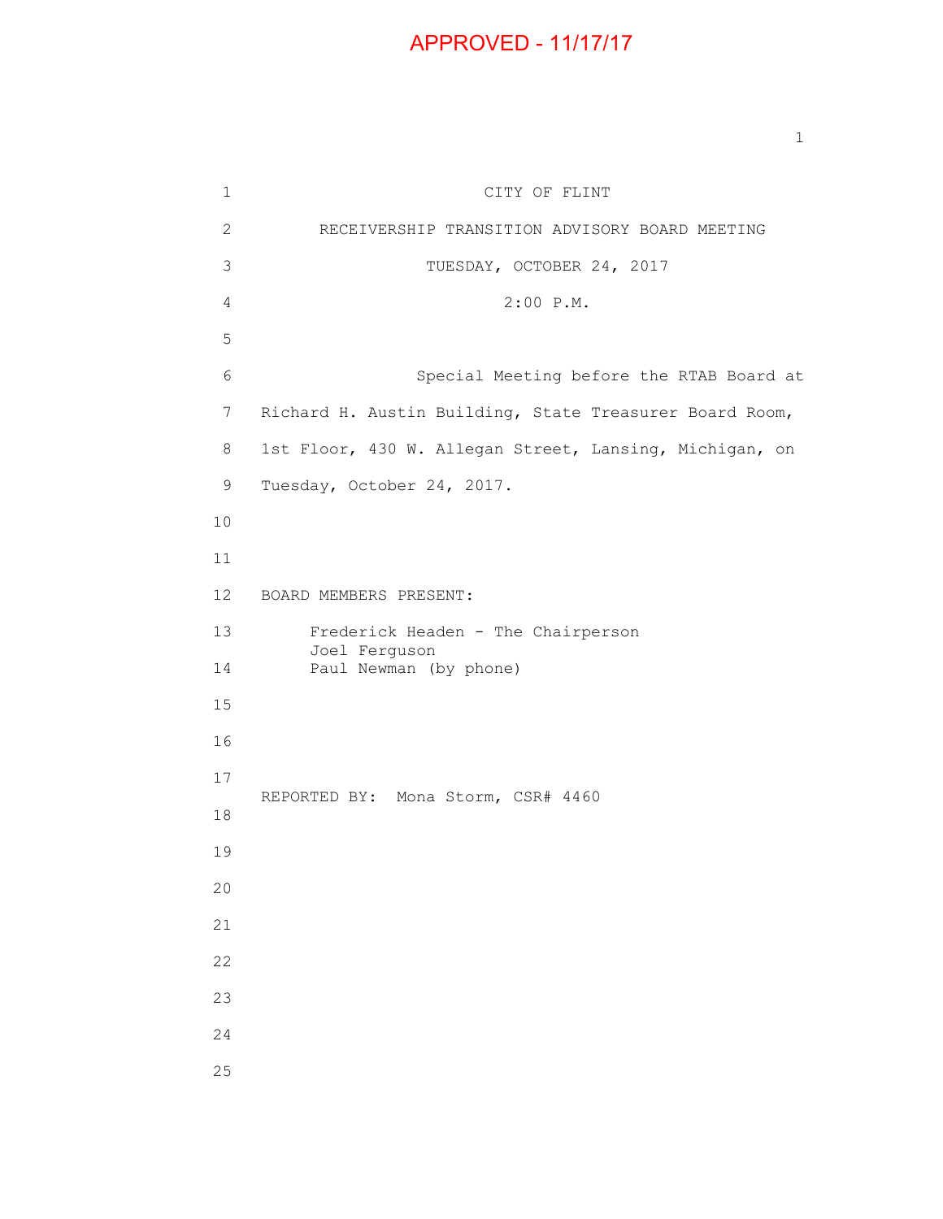APPROVED - 11/17/17

CITY OF FLINT

RECEIVERSHIP TRANSITION ADVISORY BOARD MEETING

TUESDAY, OCTOBER 24, 2017

2:00 P.M.

Special Meeting before the RTAB Board at Richard H. Austin Building, State Treasurer Board Room, 1st Floor, 430 W. Allegan Street, Lansing, Michigan, on Tuesday, October 24, 2017.

BOARD MEMBERS PRESENT:

Frederick Headen - The Chairperson
Joel Ferguson
Paul Newman (by phone)

REPORTED BY: Mona Storm, CSR# 4460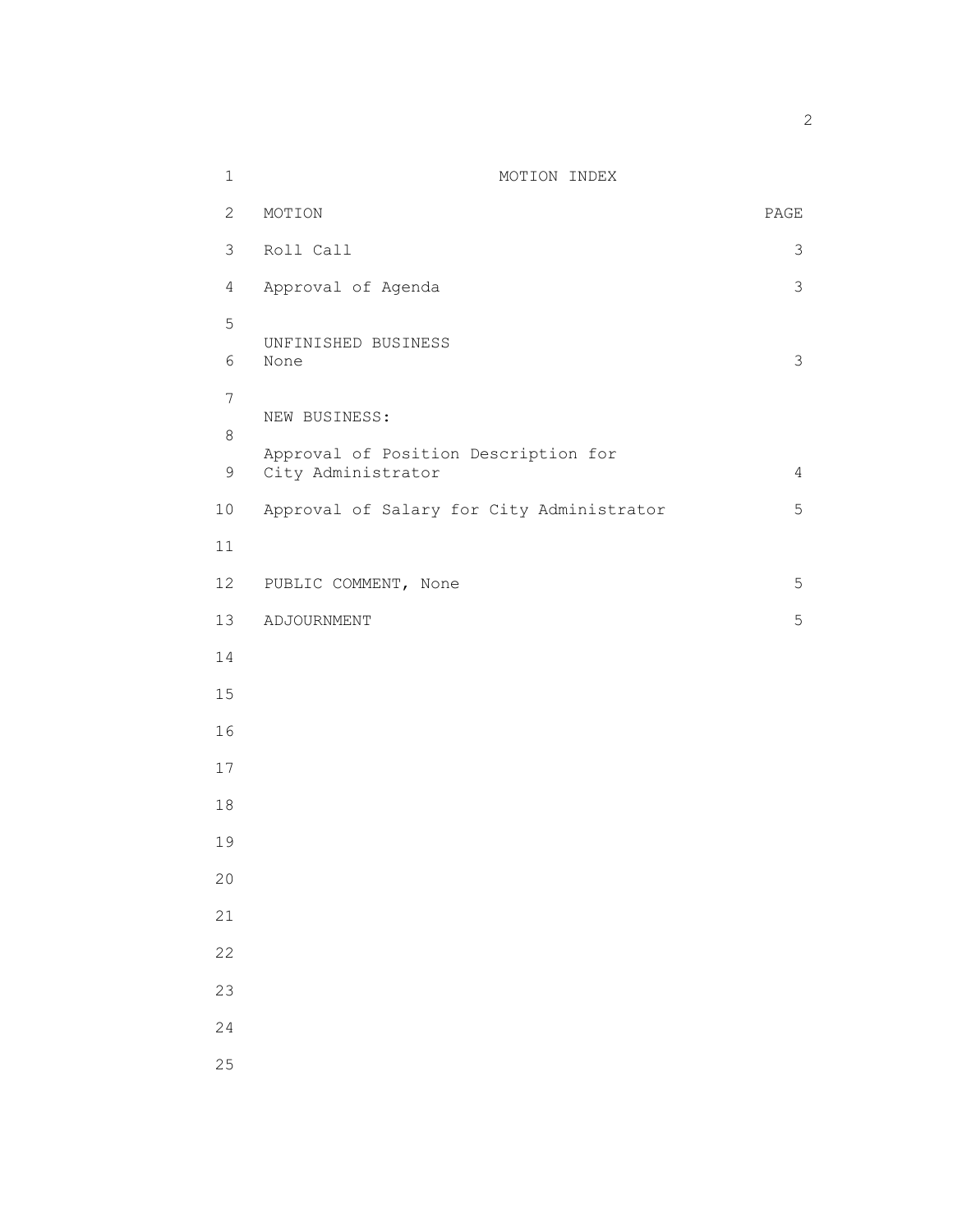# MOTION INDEX

| MOTION | PAGE |
| --- | --- |
| Roll Call | 3 |
| Approval of Agenda | 3 |
| UNFINISHED BUSINESS | |
| None | 3 |
| NEW BUSINESS: | |
| Approval of Position Description for City Administrator | 4 |
| Approval of Salary for City Administrator | 5 |
| PUBLIC COMMENT, None | 5 |
| ADJOURNMENT | 5 |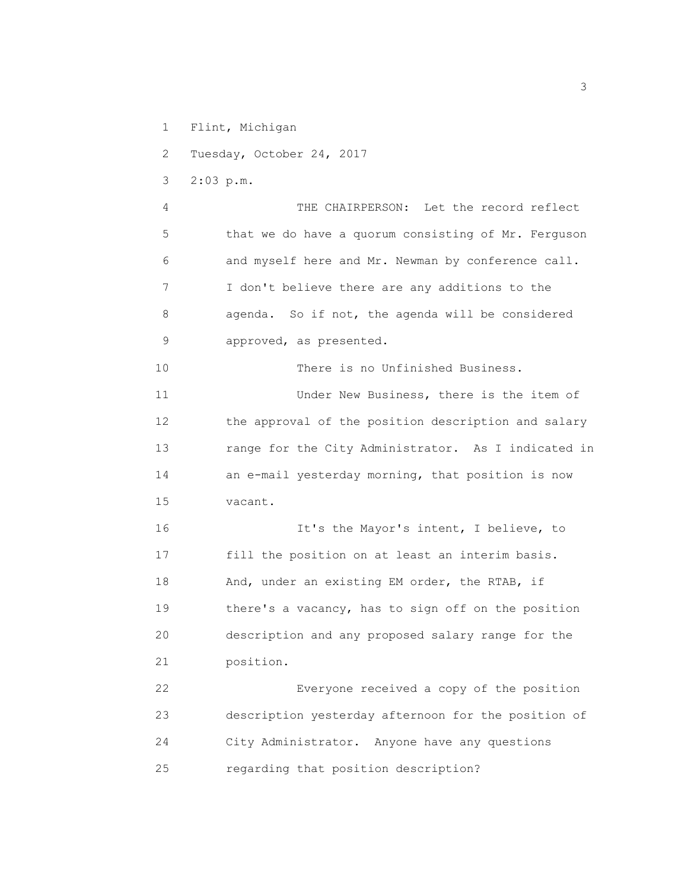Flint, Michigan

Tuesday, October 24, 2017

2:03 p.m.

THE CHAIRPERSON: Let the record reflect that we do have a quorum consisting of Mr. Ferguson and myself here and Mr. Newman by conference call. I don't believe there are any additions to the agenda. So if not, the agenda will be considered approved, as presented.

There is no Unfinished Business.

Under New Business, there is the item of the approval of the position description and salary range for the City Administrator. As I indicated in an e-mail yesterday morning, that position is now vacant.

It's the Mayor's intent, I believe, to fill the position on at least an interim basis. And, under an existing EM order, the RTAB, if there's a vacancy, has to sign off on the position description and any proposed salary range for the position.

Everyone received a copy of the position description yesterday afternoon for the position of City Administrator. Anyone have any questions regarding that position description?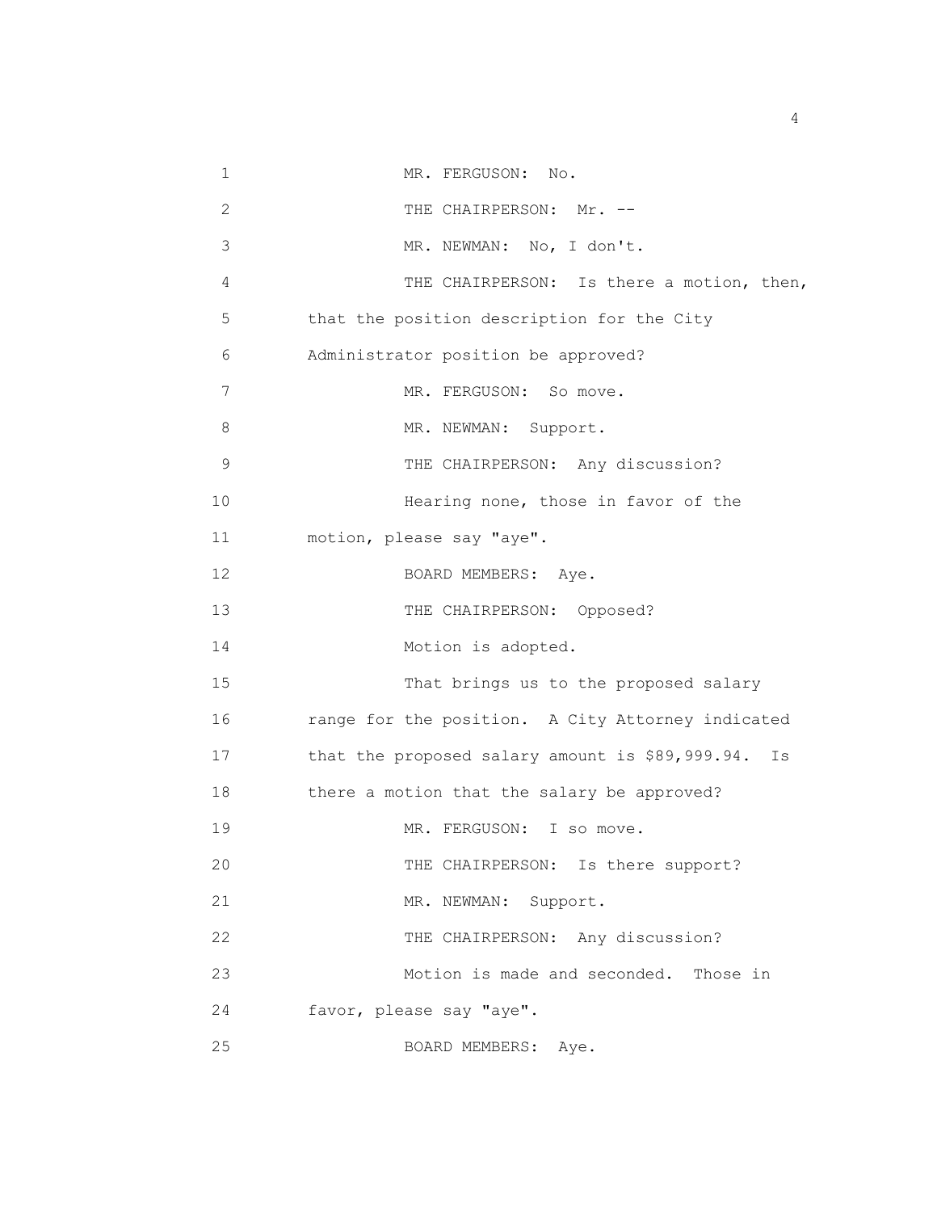MR. FERGUSON: No.

THE CHAIRPERSON: Mr. --

MR. NEWMAN: No, I don't.

THE CHAIRPERSON: Is there a motion, then, that the position description for the City Administrator position be approved?

MR. FERGUSON: So move.

MR. NEWMAN: Support.

THE CHAIRPERSON: Any discussion?

Hearing none, those in favor of the motion, please say "aye".

BOARD MEMBERS: Aye.

THE CHAIRPERSON: Opposed?

Motion is adopted.

That brings us to the proposed salary range for the position. A City Attorney indicated that the proposed salary amount is $89,999.94. Is there a motion that the salary be approved?

MR. FERGUSON: I so move.

THE CHAIRPERSON: Is there support?

MR. NEWMAN: Support.

THE CHAIRPERSON: Any discussion?

Motion is made and seconded. Those in favor, please say "aye".

BOARD MEMBERS: Aye.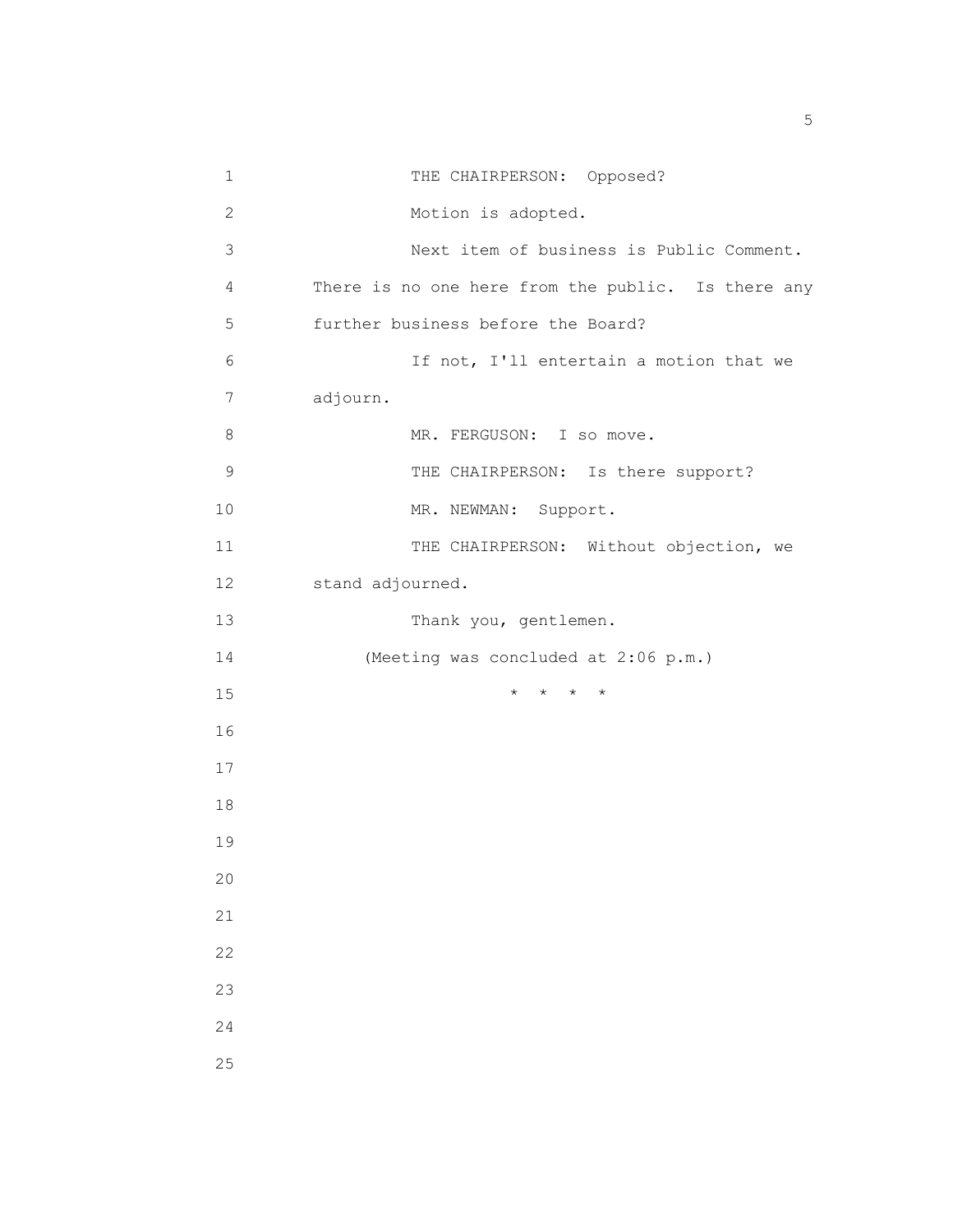THE CHAIRPERSON: Opposed?

Motion is adopted.

Next item of business is Public Comment. There is no one here from the public. Is there any further business before the Board?

If not, I'll entertain a motion that we adjourn.

MR. FERGUSON: I so move.

THE CHAIRPERSON: Is there support?

MR. NEWMAN: Support.

THE CHAIRPERSON: Without objection, we stand adjourned.

Thank you, gentlemen.

(Meeting was concluded at 2:06 p.m.)

* * * *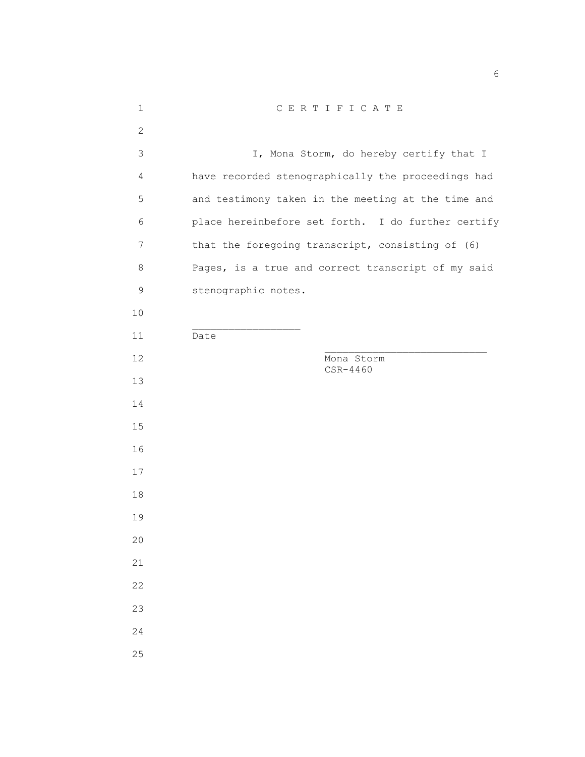# C E R T I F I C A T E

I, Mona Storm, do hereby certify that I have recorded stenographically the proceedings had and testimony taken in the meeting at the time and place hereinbefore set forth. I do further certify that the foregoing transcript, consisting of (6) Pages, is a true and correct transcript of my said stenographic notes.

_________________
Date

___________________________
Mona Storm
CSR-4460